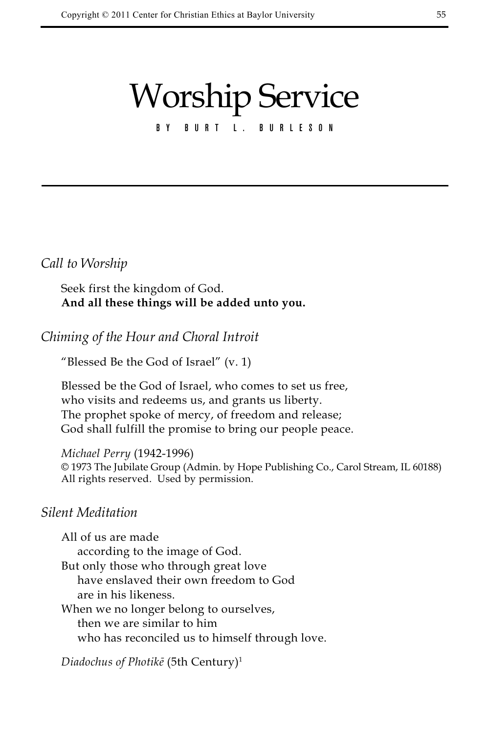# Worship Service

BY BURT L. BURLESON

*Call to Worship*

Seek first the kingdom of God.
**And all these things will be added unto you.**

*Chiming of the Hour and Choral Introit*

"Blessed Be the God of Israel" (v. 1)

Blessed be the God of Israel, who comes to set us free,
who visits and redeems us, and grants us liberty.
The prophet spoke of mercy, of freedom and release;
God shall fulfill the promise to bring our people peace.

*Michael Perry* (1942-1996)
© 1973 The Jubilate Group (Admin. by Hope Publishing Co., Carol Stream, IL 60188)
All rights reserved. Used by permission.

*Silent Meditation*

All of us are made
according to the image of God.
But only those who through great love
have enslaved their own freedom to God
are in his likeness.
When we no longer belong to ourselves,
then we are similar to him
who has reconciled us to himself through love.

*Diadochus of Photikē* (5th Century)[1]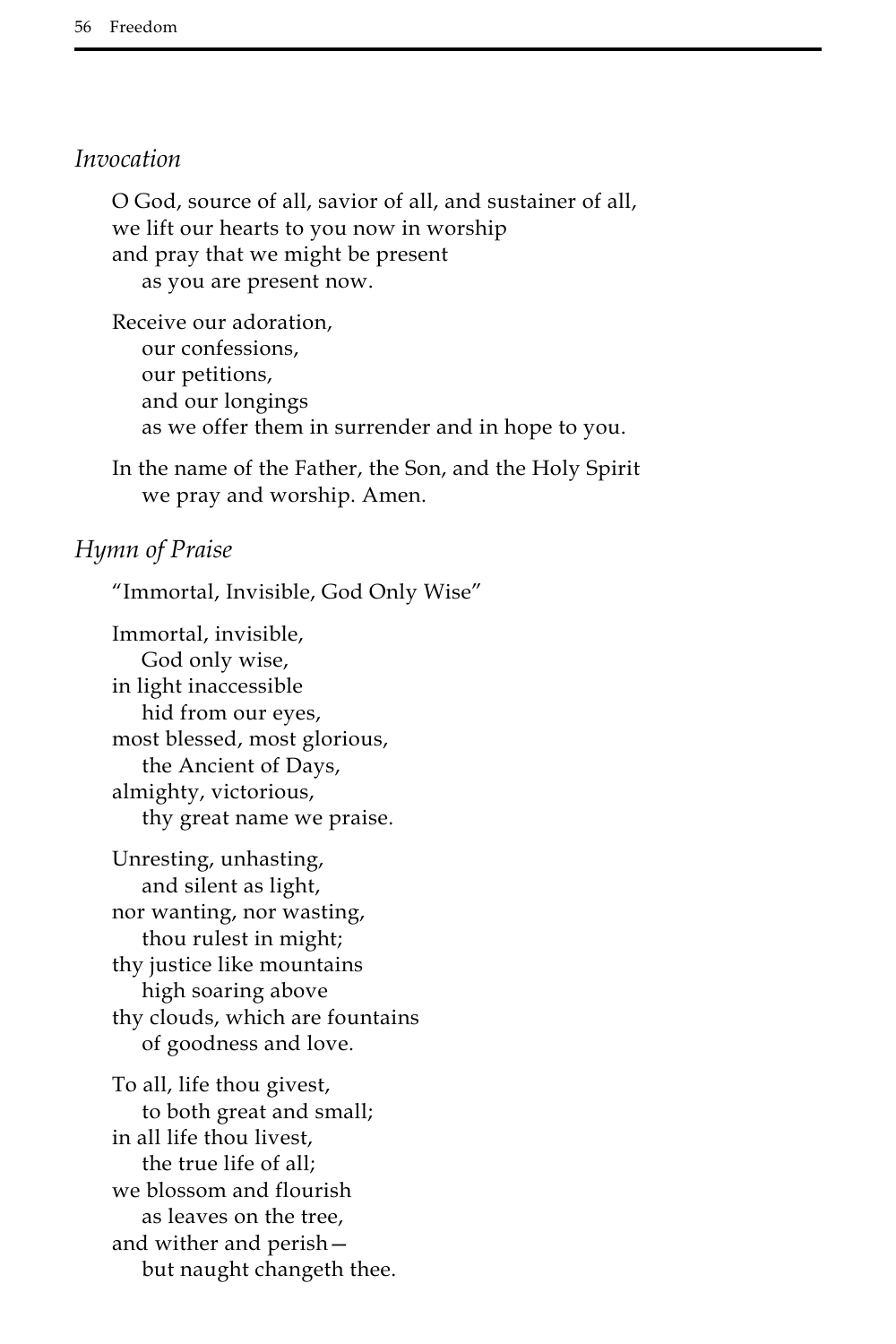*Invocation*

O God, source of all, savior of all, and sustainer of all,
we lift our hearts to you now in worship
and pray that we might be present
as you are present now.

Receive our adoration,
our confessions,
our petitions,
and our longings
as we offer them in surrender and in hope to you.

In the name of the Father, the Son, and the Holy Spirit
we pray and worship. Amen.

*Hymn of Praise*

"Immortal, Invisible, God Only Wise"

Immortal, invisible,
God only wise,
in light inaccessible
hid from our eyes,
most blessed, most glorious,
the Ancient of Days,
almighty, victorious,
thy great name we praise.

Unresting, unhasting,
and silent as light,
nor wanting, nor wasting,
thou rulest in might;
thy justice like mountains
high soaring above
thy clouds, which are fountains
of goodness and love.

To all, life thou givest,
to both great and small;
in all life thou livest,
the true life of all;
we blossom and flourish
as leaves on the tree,
and wither and perish—
but naught changeth thee.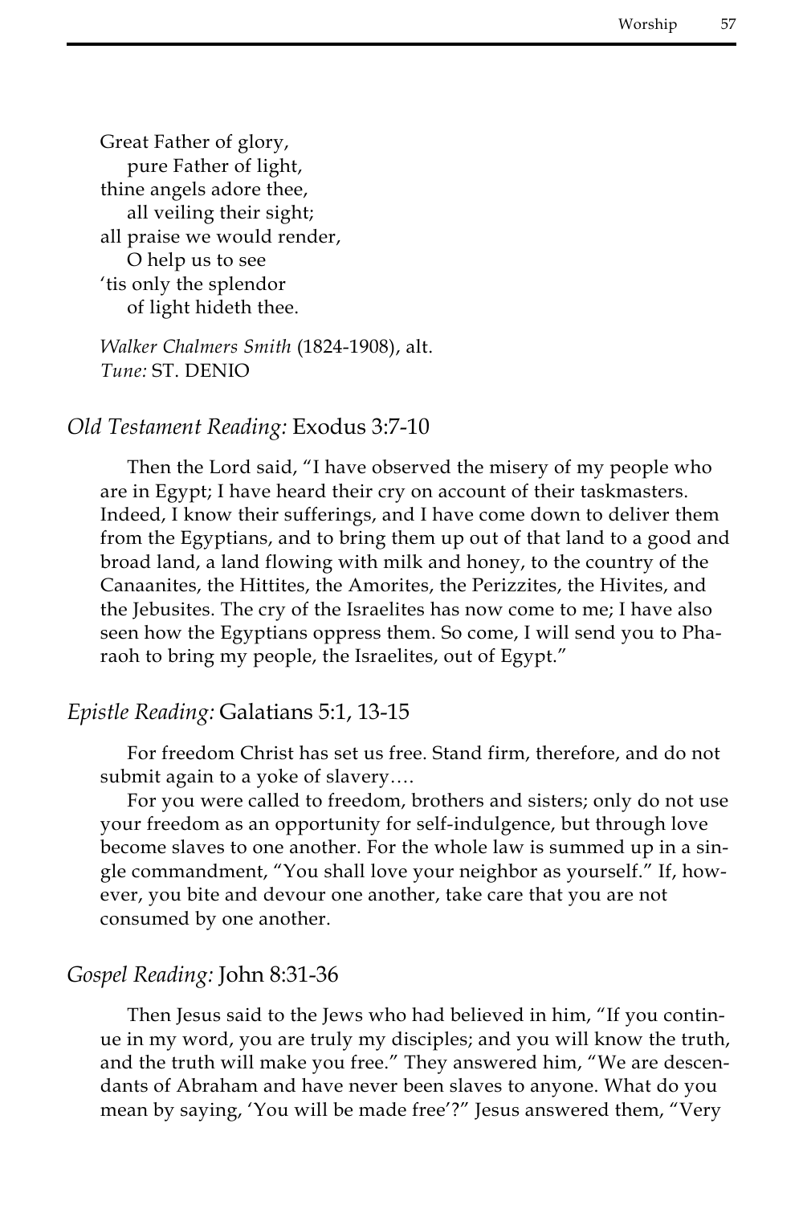Great Father of glory,
  pure Father of light,
thine angels adore thee,
  all veiling their sight;
all praise we would render,
  O help us to see
'tis only the splendor
  of light hideth thee.

*Walker Chalmers Smith* (1824-1908), alt.
*Tune:* ST. DENIO

### *Old Testament Reading:* Exodus 3:7-10

Then the Lord said, "I have observed the misery of my people who are in Egypt; I have heard their cry on account of their taskmasters. Indeed, I know their sufferings, and I have come down to deliver them from the Egyptians, and to bring them up out of that land to a good and broad land, a land flowing with milk and honey, to the country of the Canaanites, the Hittites, the Amorites, the Perizzites, the Hivites, and the Jebusites. The cry of the Israelites has now come to me; I have also seen how the Egyptians oppress them. So come, I will send you to Pharaoh to bring my people, the Israelites, out of Egypt."

### *Epistle Reading:* Galatians 5:1, 13-15

For freedom Christ has set us free. Stand firm, therefore, and do not submit again to a yoke of slavery….

For you were called to freedom, brothers and sisters; only do not use your freedom as an opportunity for self-indulgence, but through love become slaves to one another. For the whole law is summed up in a single commandment, "You shall love your neighbor as yourself." If, however, you bite and devour one another, take care that you are not consumed by one another.

### *Gospel Reading:* John 8:31-36

Then Jesus said to the Jews who had believed in him, "If you continue in my word, you are truly my disciples; and you will know the truth, and the truth will make you free." They answered him, "We are descendants of Abraham and have never been slaves to anyone. What do you mean by saying, 'You will be made free'?" Jesus answered them, "Very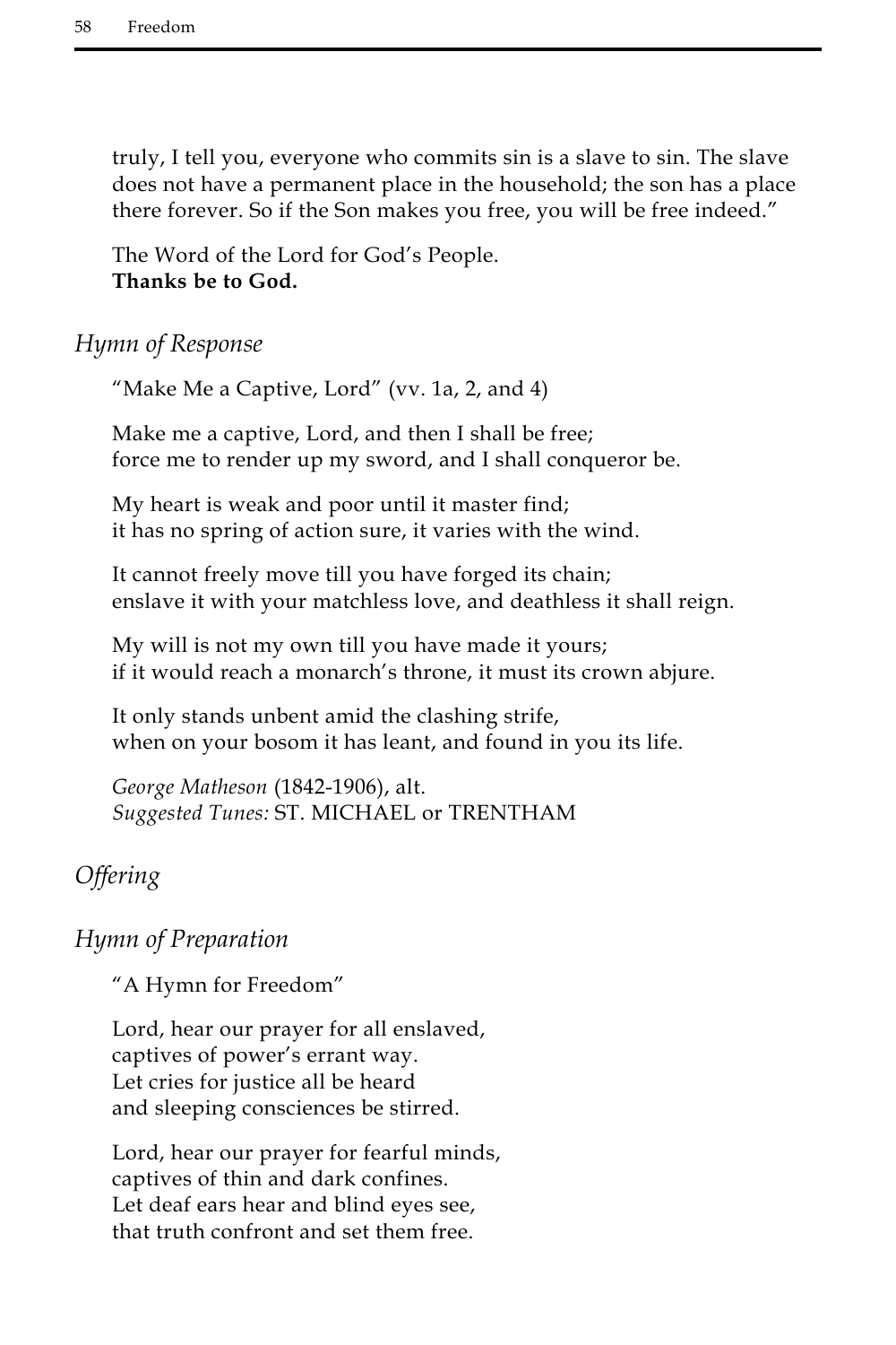truly, I tell you, everyone who commits sin is a slave to sin. The slave does not have a permanent place in the household; the son has a place there forever. So if the Son makes you free, you will be free indeed."

The Word of the Lord for God's People.
**Thanks be to God.**

## *Hymn of Response*

"Make Me a Captive, Lord" (vv. 1a, 2, and 4)

Make me a captive, Lord, and then I shall be free;
force me to render up my sword, and I shall conqueror be.

My heart is weak and poor until it master find;
it has no spring of action sure, it varies with the wind.

It cannot freely move till you have forged its chain;
enslave it with your matchless love, and deathless it shall reign.

My will is not my own till you have made it yours;
if it would reach a monarch's throne, it must its crown abjure.

It only stands unbent amid the clashing strife,
when on your bosom it has leant, and found in you its life.

*George Matheson* (1842-1906), alt.
*Suggested Tunes:* ST. MICHAEL or TRENTHAM

## *Offering*

## *Hymn of Preparation*

"A Hymn for Freedom"

Lord, hear our prayer for all enslaved,
captives of power's errant way.
Let cries for justice all be heard
and sleeping consciences be stirred.

Lord, hear our prayer for fearful minds,
captives of thin and dark confines.
Let deaf ears hear and blind eyes see,
that truth confront and set them free.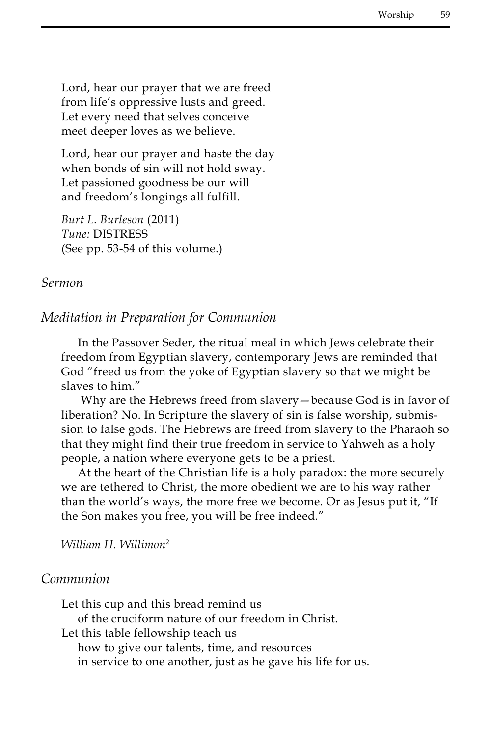Lord, hear our prayer that we are freed
from life's oppressive lusts and greed.
Let every need that selves conceive
meet deeper loves as we believe.

Lord, hear our prayer and haste the day
when bonds of sin will not hold sway.
Let passioned goodness be our will
and freedom's longings all fulfill.

*Burt L. Burleson* (2011)
*Tune:* DISTRESS
(See pp. 53-54 of this volume.)

## *Sermon*

## *Meditation in Preparation for Communion*

In the Passover Seder, the ritual meal in which Jews celebrate their freedom from Egyptian slavery, contemporary Jews are reminded that God "freed us from the yoke of Egyptian slavery so that we might be slaves to him."

Why are the Hebrews freed from slavery—because God is in favor of liberation? No. In Scripture the slavery of sin is false worship, submission to false gods. The Hebrews are freed from slavery to the Pharaoh so that they might find their true freedom in service to Yahweh as a holy people, a nation where everyone gets to be a priest.

At the heart of the Christian life is a holy paradox: the more securely we are tethered to Christ, the more obedient we are to his way rather than the world's ways, the more free we become. Or as Jesus put it, "If the Son makes you free, you will be free indeed."

*William H. Willimon*[2]

## *Communion*

Let this cup and this bread remind us
  of the cruciform nature of our freedom in Christ.
Let this table fellowship teach us
  how to give our talents, time, and resources
  in service to one another, just as he gave his life for us.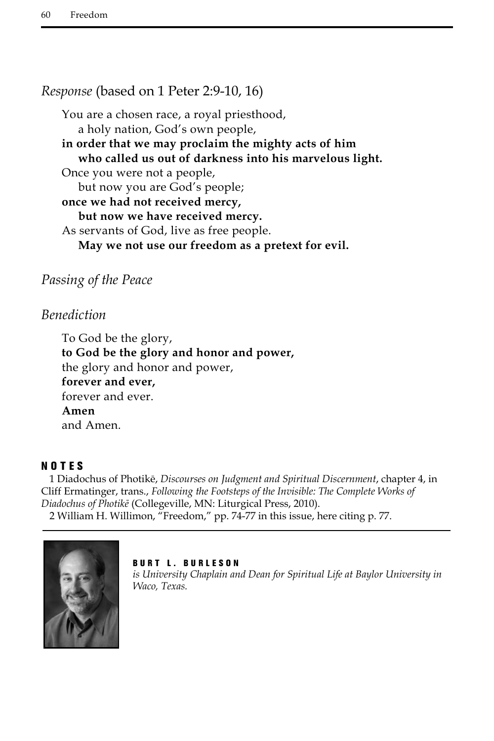*Response* (based on 1 Peter 2:9-10, 16)

You are a chosen race, a royal priesthood,
a holy nation, God's own people,
**in order that we may proclaim the mighty acts of him**
**who called us out of darkness into his marvelous light.**
Once you were not a people,
but now you are God's people;
**once we had not received mercy,**
**but now we have received mercy.**
As servants of God, live as free people.
**May we not use our freedom as a pretext for evil.**

*Passing of the Peace*

*Benediction*

To God be the glory,
**to God be the glory and honor and power,**
the glory and honor and power,
**forever and ever,**
forever and ever.
**Amen**
and Amen.

**NOTES**

1 Diadochus of Photikē, *Discourses on Judgment and Spiritual Discernment*, chapter 4, in Cliff Ermatinger, trans., *Following the Footsteps of the Invisible: The Complete Works of Diadochus of Photikē* (Collegeville, MN: Liturgical Press, 2010).

2 William H. Willimon, "Freedom," pp. 74-77 in this issue, here citing p. 77.

**BURT L. BURLESON**
*is University Chaplain and Dean for Spiritual Life at Baylor University in Waco, Texas.*